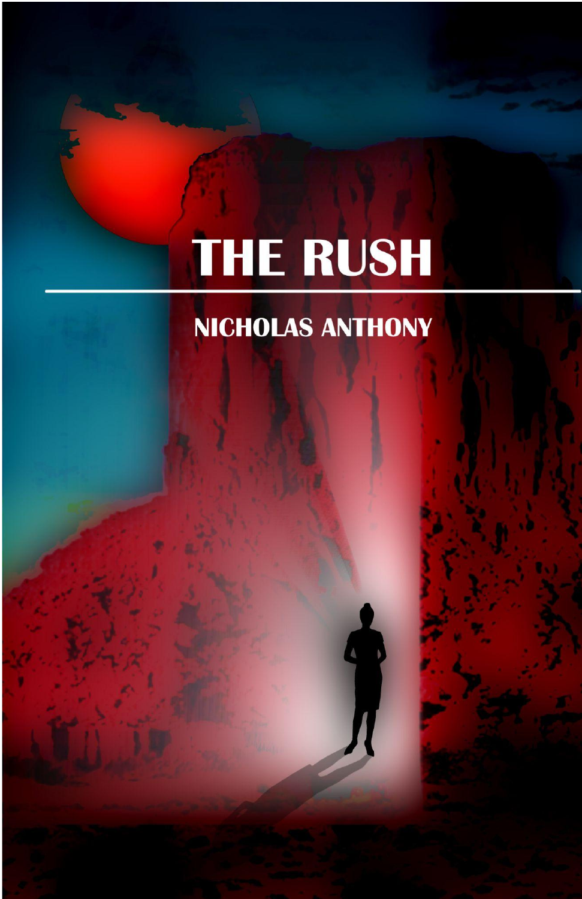# THE RUSH

## NICHOLAS ANTHONY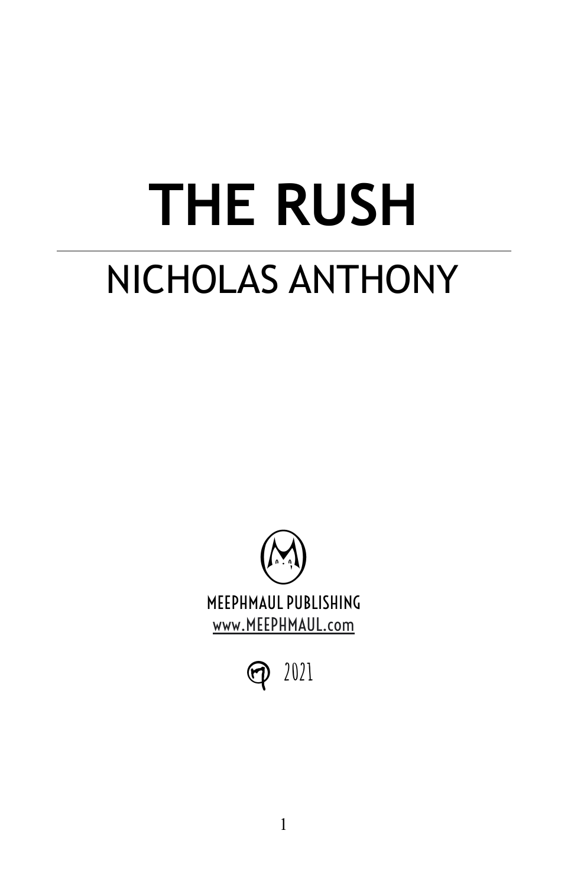# THE RUSH

---

## NICHOLAS ANTHONY

MEEPHMAUL PUBLISHING
www.MEEPHMAUL.com

2021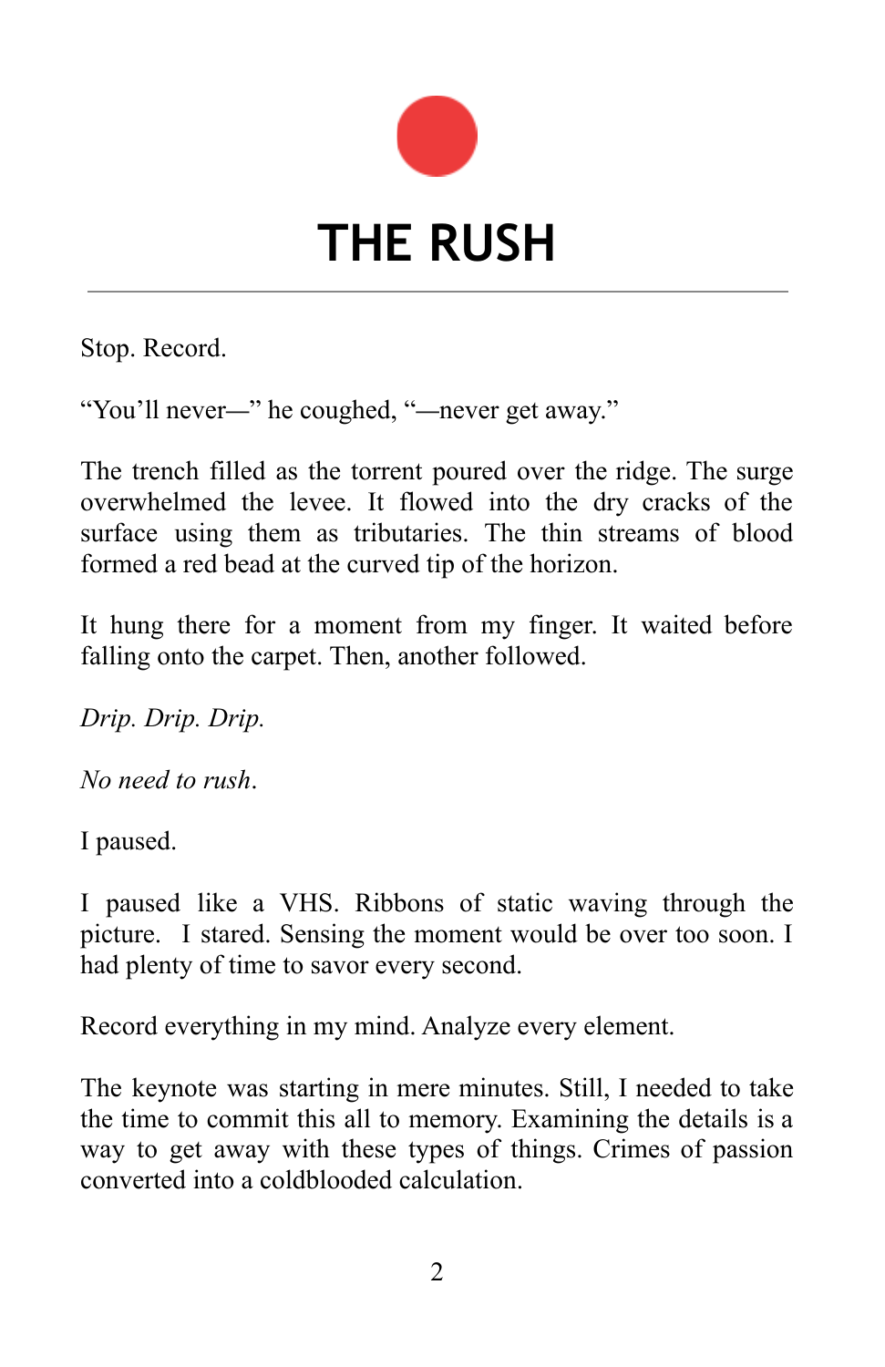# THE RUSH

Stop. Record.

“You’ll never—” he coughed, “—never get away.”

The trench filled as the torrent poured over the ridge. The surge overwhelmed the levee. It flowed into the dry cracks of the surface using them as tributaries. The thin streams of blood formed a red bead at the curved tip of the horizon.

It hung there for a moment from my finger. It waited before falling onto the carpet. Then, another followed.

*Drip. Drip. Drip.*

*No need to rush*.

I paused.

I paused like a VHS. Ribbons of static waving through the picture. I stared. Sensing the moment would be over too soon. I had plenty of time to savor every second.

Record everything in my mind. Analyze every element.

The keynote was starting in mere minutes. Still, I needed to take the time to commit this all to memory. Examining the details is a way to get away with these types of things. Crimes of passion converted into a coldblooded calculation.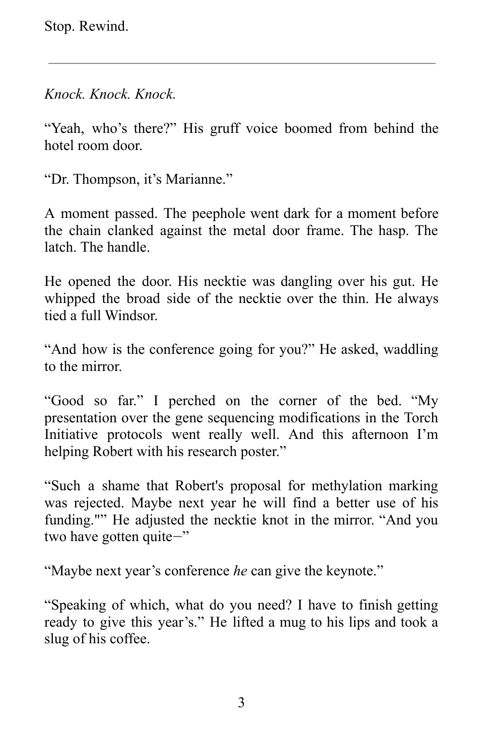Stop. Rewind.

---

*Knock. Knock. Knock.*

“Yeah, who’s there?” His gruff voice boomed from behind the hotel room door.

“Dr. Thompson, it’s Marianne.”

A moment passed. The peephole went dark for a moment before the chain clanked against the metal door frame. The hasp. The latch. The handle.

He opened the door. His necktie was dangling over his gut. He whipped the broad side of the necktie over the thin. He always tied a full Windsor.

“And how is the conference going for you?” He asked, waddling to the mirror.

“Good so far.” I perched on the corner of the bed. “My presentation over the gene sequencing modifications in the Torch Initiative protocols went really well. And this afternoon I’m helping Robert with his research poster.”

“Such a shame that Robert's proposal for methylation marking was rejected. Maybe next year he will find a better use of his funding."” He adjusted the necktie knot in the mirror. “And you two have gotten quite−”

“Maybe next year’s conference *he* can give the keynote.”

“Speaking of which, what do you need? I have to finish getting ready to give this year’s.” He lifted a mug to his lips and took a slug of his coffee.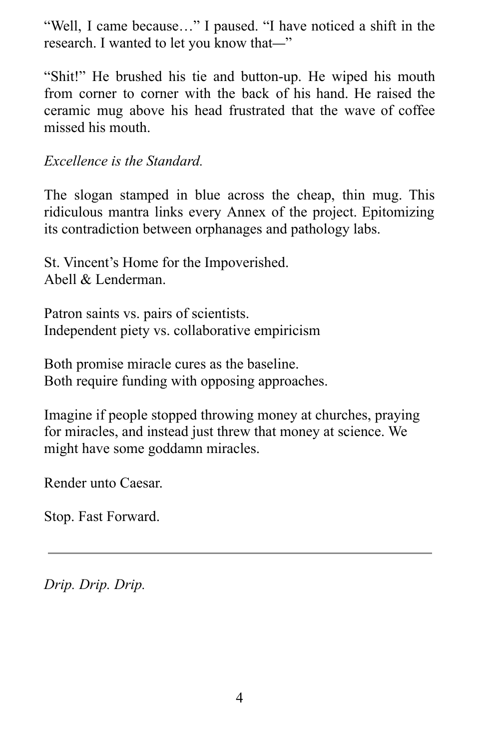"Well, I came because…" I paused. "I have noticed a shift in the research. I wanted to let you know that—"

"Shit!" He brushed his tie and button-up. He wiped his mouth from corner to corner with the back of his hand. He raised the ceramic mug above his head frustrated that the wave of coffee missed his mouth.

*Excellence is the Standard.*

The slogan stamped in blue across the cheap, thin mug. This ridiculous mantra links every Annex of the project. Epitomizing its contradiction between orphanages and pathology labs.

St. Vincent's Home for the Impoverished.
Abell & Lenderman.

Patron saints vs. pairs of scientists.
Independent piety vs. collaborative empiricism

Both promise miracle cures as the baseline.
Both require funding with opposing approaches.

Imagine if people stopped throwing money at churches, praying for miracles, and instead just threw that money at science. We might have some goddamn miracles.

Render unto Caesar.

Stop. Fast Forward.

---

*Drip. Drip. Drip.*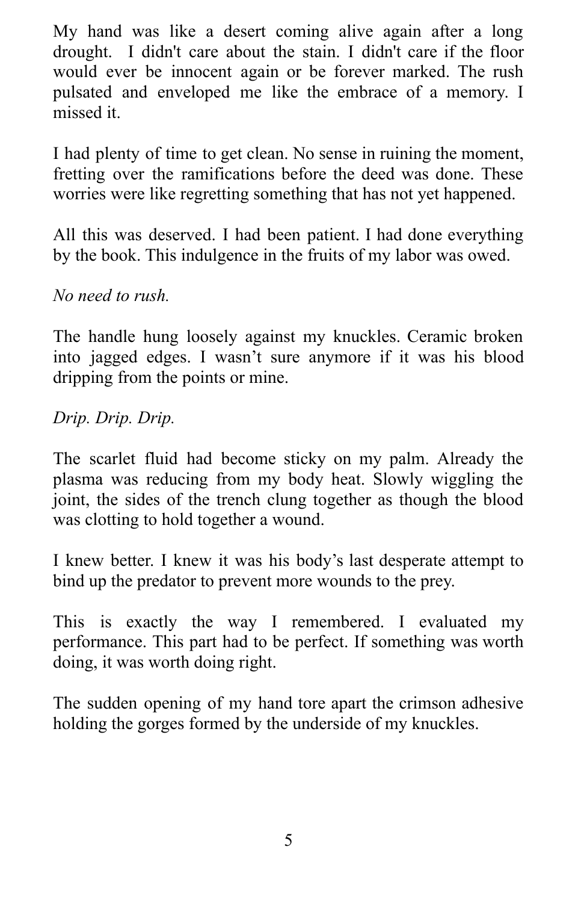My hand was like a desert coming alive again after a long drought.  I didn't care about the stain. I didn't care if the floor would ever be innocent again or be forever marked. The rush pulsated and enveloped me like the embrace of a memory. I missed it.

I had plenty of time to get clean. No sense in ruining the moment, fretting over the ramifications before the deed was done. These worries were like regretting something that has not yet happened.

All this was deserved. I had been patient. I had done everything by the book. This indulgence in the fruits of my labor was owed.

*No need to rush.*

The handle hung loosely against my knuckles. Ceramic broken into jagged edges. I wasn't sure anymore if it was his blood dripping from the points or mine.

*Drip. Drip. Drip.*

The scarlet fluid had become sticky on my palm. Already the plasma was reducing from my body heat. Slowly wiggling the joint, the sides of the trench clung together as though the blood was clotting to hold together a wound.

I knew better. I knew it was his body's last desperate attempt to bind up the predator to prevent more wounds to the prey.

This is exactly the way I remembered. I evaluated my performance. This part had to be perfect. If something was worth doing, it was worth doing right.

The sudden opening of my hand tore apart the crimson adhesive holding the gorges formed by the underside of my knuckles.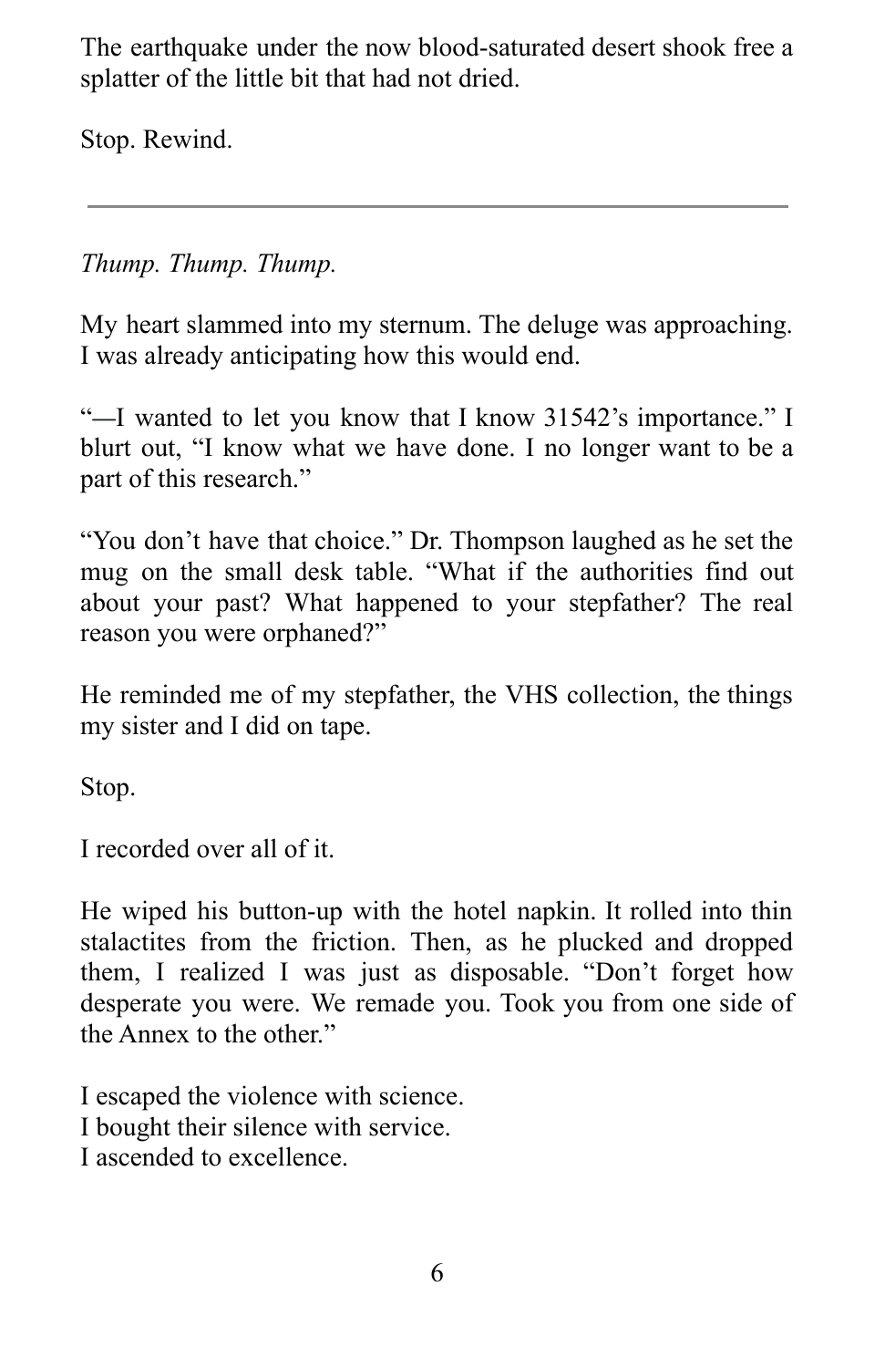The earthquake under the now blood-saturated desert shook free a splatter of the little bit that had not dried.

Stop. Rewind.

---

*Thump. Thump. Thump.*

My heart slammed into my sternum. The deluge was approaching. I was already anticipating how this would end.

"—I wanted to let you know that I know 31542's importance." I blurt out, "I know what we have done. I no longer want to be a part of this research."

"You don't have that choice." Dr. Thompson laughed as he set the mug on the small desk table. "What if the authorities find out about your past? What happened to your stepfather? The real reason you were orphaned?"

He reminded me of my stepfather, the VHS collection, the things my sister and I did on tape.

Stop.

I recorded over all of it.

He wiped his button-up with the hotel napkin. It rolled into thin stalactites from the friction. Then, as he plucked and dropped them, I realized I was just as disposable. "Don't forget how desperate you were. We remade you. Took you from one side of the Annex to the other."

I escaped the violence with science.  
I bought their silence with service.  
I ascended to excellence.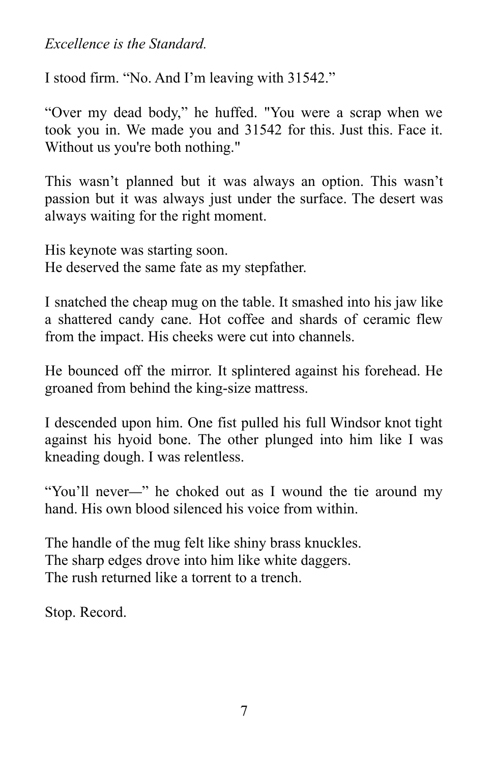*Excellence is the Standard.*

I stood firm. “No. And I’m leaving with 31542.”

“Over my dead body,” he huffed. "You were a scrap when we took you in. We made you and 31542 for this. Just this. Face it. Without us you're both nothing."

This wasn’t planned but it was always an option. This wasn’t passion but it was always just under the surface. The desert was always waiting for the right moment.

His keynote was starting soon.
He deserved the same fate as my stepfather.

I snatched the cheap mug on the table. It smashed into his jaw like a shattered candy cane. Hot coffee and shards of ceramic flew from the impact. His cheeks were cut into channels.

He bounced off the mirror. It splintered against his forehead. He groaned from behind the king-size mattress.

I descended upon him. One fist pulled his full Windsor knot tight against his hyoid bone. The other plunged into him like I was kneading dough. I was relentless.

“You’ll never—” he choked out as I wound the tie around my hand. His own blood silenced his voice from within.

The handle of the mug felt like shiny brass knuckles.
The sharp edges drove into him like white daggers.
The rush returned like a torrent to a trench.

Stop. Record.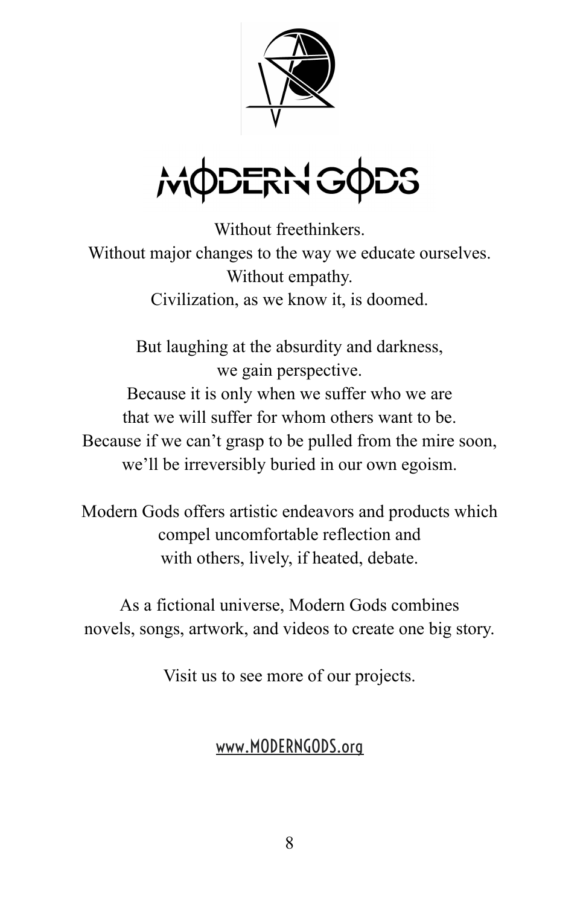# MODERN GODS

Without freethinkers.
Without major changes to the way we educate ourselves.
Without empathy.
Civilization, as we know it, is doomed.

But laughing at the absurdity and darkness,
we gain perspective.
Because it is only when we suffer who we are
that we will suffer for whom others want to be.
Because if we can't grasp to be pulled from the mire soon,
we'll be irreversibly buried in our own egoism.

Modern Gods offers artistic endeavors and products which
compel uncomfortable reflection and
with others, lively, if heated, debate.

As a fictional universe, Modern Gods combines
novels, songs, artwork, and videos to create one big story.

Visit us to see more of our projects.

www.MODERNGODS.org